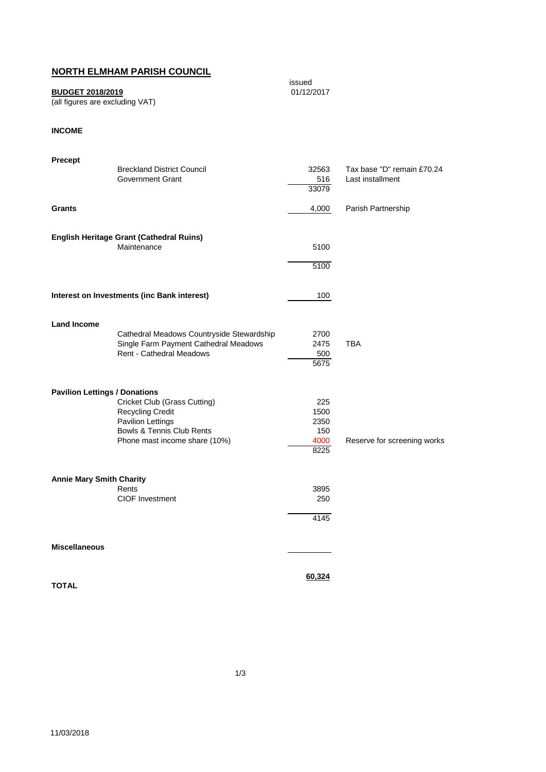# NORTH ELMHAM PARISH COUNCIL

**BUDGET 2018/2019**
(all figures are excluding VAT)

issued
01/12/2017

## INCOME

| | | Amount | Notes |
|---|---|---|---|
| **Precept** | | | |
| | Breckland District Council | 32563 | Tax base "D" remain £70.24 |
| | Government Grant | 516 | Last installment |
| | | 33079 | |
| **Grants** | | 4,000 | Parish Partnership |
| **English Heritage Grant (Cathedral Ruins)** | | | |
| | Maintenance | 5100 | |
| | | 5100 | |
| **Interest on Investments (inc Bank interest)** | | 100 | |
| **Land Income** | | | |
| | Cathedral Meadows Countryside Stewardship | 2700 | |
| | Single Farm Payment Cathedral Meadows | 2475 | TBA |
| | Rent - Cathedral Meadows | 500 | |
| | | 5675 | |
| **Pavilion Lettings / Donations** | | | |
| | Cricket Club (Grass Cutting) | 225 | |
| | Recycling Credit | 1500 | |
| | Pavilion Lettings | 2350 | |
| | Bowls & Tennis Club Rents | 150 | |
| | Phone mast income share (10%) | 4000 | Reserve for screening works |
| | | 8225 | |
| **Annie Mary Smith Charity** | | | |
| | Rents | 3895 | |
| | CIOF Investment | 250 | |
| | | 4145 | |
| **Miscellaneous** | | | |
| **TOTAL** | | **60,324** | |

11/03/2018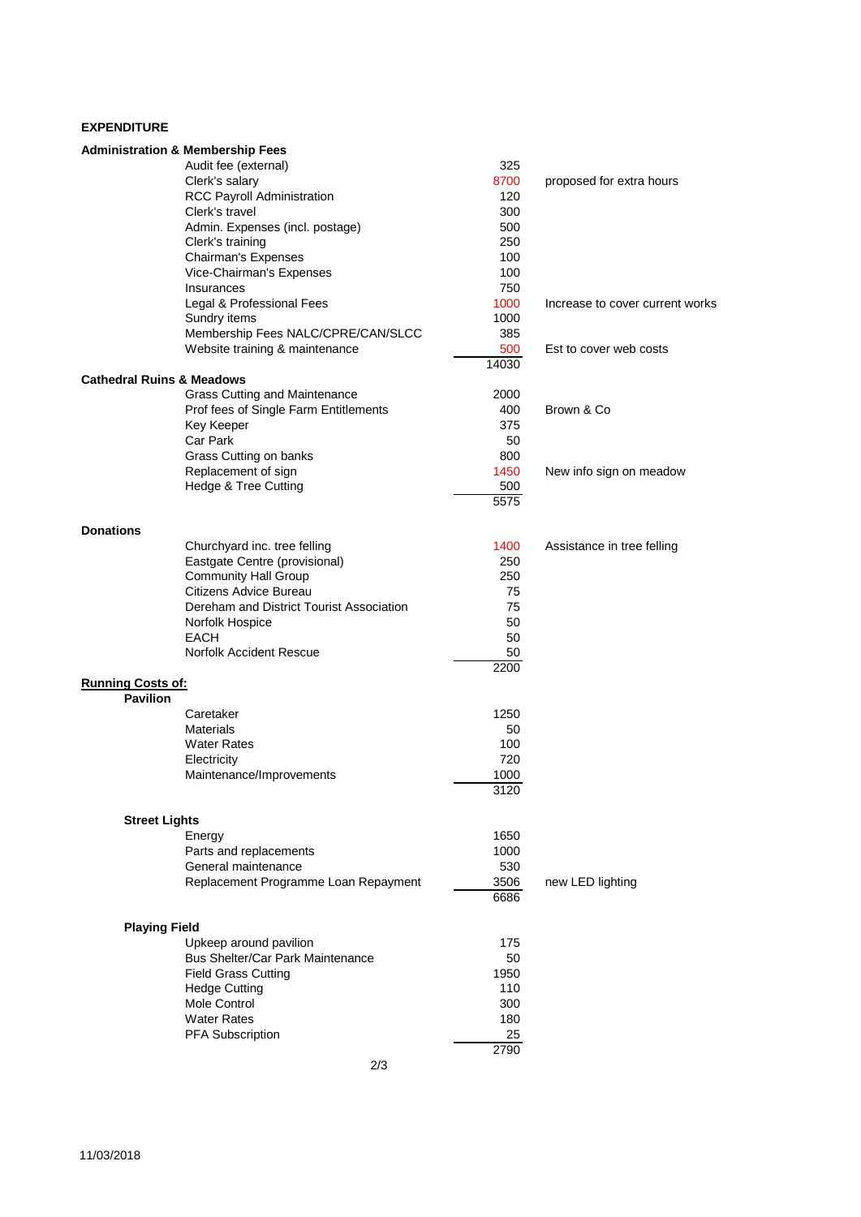## EXPENDITURE

### Administration & Membership Fees

| Item | Amount | Notes |
|---|---|---|
| Audit fee (external) | 325 | |
| Clerk's salary | 8700 | proposed for extra hours |
| RCC Payroll Administration | 120 | |
| Clerk's travel | 300 | |
| Admin. Expenses (incl. postage) | 500 | |
| Clerk's training | 250 | |
| Chairman's Expenses | 100 | |
| Vice-Chairman's Expenses | 100 | |
| Insurances | 750 | |
| Legal & Professional Fees | 1000 | Increase to cover current works |
| Sundry items | 1000 | |
| Membership Fees NALC/CPRE/CAN/SLCC | 385 | |
| Website training & maintenance | 500 | Est to cover web costs |
| | 14030 | |

### Cathedral Ruins & Meadows

| Item | Amount | Notes |
|---|---|---|
| Grass Cutting and Maintenance | 2000 | |
| Prof fees of Single Farm Entitlements | 400 | Brown & Co |
| Key Keeper | 375 | |
| Car Park | 50 | |
| Grass Cutting on banks | 800 | |
| Replacement of sign | 1450 | New info sign on meadow |
| Hedge & Tree Cutting | 500 | |
| | 5575 | |

### Donations

| Item | Amount | Notes |
|---|---|---|
| Churchyard inc. tree felling | 1400 | Assistance in tree felling |
| Eastgate Centre (provisional) | 250 | |
| Community Hall Group | 250 | |
| Citizens Advice Bureau | 75 | |
| Dereham and District Tourist Association | 75 | |
| Norfolk Hospice | 50 | |
| EACH | 50 | |
| Norfolk Accident Rescue | 50 | |
| | 2200 | |

### Running Costs of:

#### Pavilion

| Item | Amount |
|---|---|
| Caretaker | 1250 |
| Materials | 50 |
| Water Rates | 100 |
| Electricity | 720 |
| Maintenance/Improvements | 1000 |
| | 3120 |

#### Street Lights

| Item | Amount | Notes |
|---|---|---|
| Energy | 1650 | |
| Parts and replacements | 1000 | |
| General maintenance | 530 | |
| Replacement Programme Loan Repayment | 3506 | new LED lighting |
| | 6686 | |

#### Playing Field

| Item | Amount |
|---|---|
| Upkeep around pavilion | 175 |
| Bus Shelter/Car Park Maintenance | 50 |
| Field Grass Cutting | 1950 |
| Hedge Cutting | 110 |
| Mole Control | 300 |
| Water Rates | 180 |
| PFA Subscription | 25 |
| | 2790 |

11/03/2018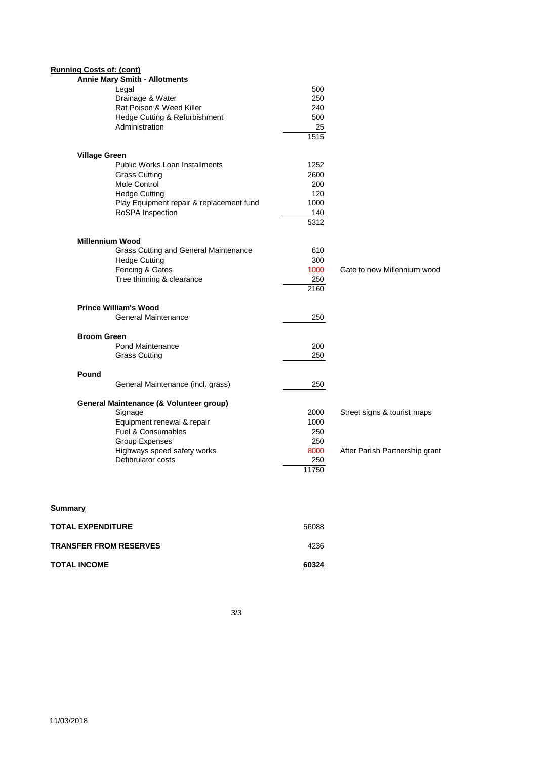**Running Costs of: (cont)**

| | | |
|---|---|---|
| **Annie Mary Smith - Allotments** | | |
| Legal | 500 | |
| Drainage & Water | 250 | |
| Rat Poison & Weed Killer | 240 | |
| Hedge Cutting & Refurbishment | 500 | |
| Administration | 25 | |
| | 1515 | |
| **Village Green** | | |
| Public Works Loan Installments | 1252 | |
| Grass Cutting | 2600 | |
| Mole Control | 200 | |
| Hedge Cutting | 120 | |
| Play Equipment repair & replacement fund | 1000 | |
| RoSPA Inspection | 140 | |
| | 5312 | |
| **Millennium Wood** | | |
| Grass Cutting and General Maintenance | 610 | |
| Hedge Cutting | 300 | |
| Fencing & Gates | 1000 | Gate to new Millennium wood |
| Tree thinning & clearance | 250 | |
| | 2160 | |
| **Prince William's Wood** | | |
| General Maintenance | 250 | |
| **Broom Green** | | |
| Pond Maintenance | 200 | |
| Grass Cutting | 250 | |
| **Pound** | | |
| General Maintenance (incl. grass) | 250 | |
| **General Maintenance (& Volunteer group)** | | |
| Signage | 2000 | Street signs & tourist maps |
| Equipment renewal & repair | 1000 | |
| Fuel & Consumables | 250 | |
| Group Expenses | 250 | |
| Highways speed safety works | 8000 | After Parish Partnership grant |
| Defibrulator costs | 250 | |
| | 11750 | |

**Summary**

| | |
|---|---|
| **TOTAL EXPENDITURE** | 56088 |
| **TRANSFER FROM RESERVES** | 4236 |
| **TOTAL INCOME** | **60324** |

11/03/2018